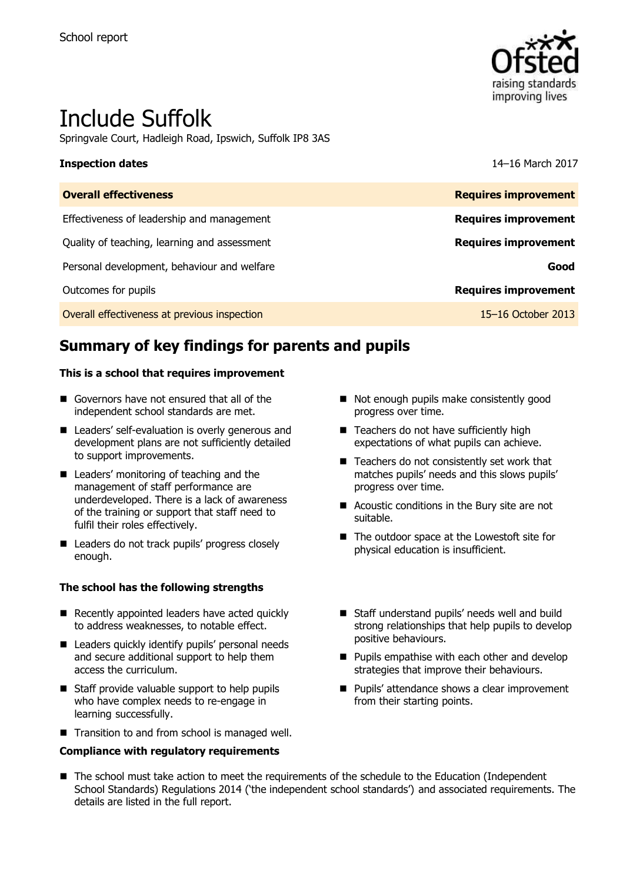School report

# Include Suffolk

Springvale Court, Hadleigh Road, Ipswich, Suffolk IP8 3AS

| **Inspection dates** | 14–16 March 2017 |
| --- | --- |
| **Overall effectiveness** | **Requires improvement** |
| Effectiveness of leadership and management | **Requires improvement** |
| Quality of teaching, learning and assessment | **Requires improvement** |
| Personal development, behaviour and welfare | **Good** |
| Outcomes for pupils | **Requires improvement** |
| Overall effectiveness at previous inspection | 15–16 October 2013 |

## Summary of key findings for parents and pupils

**This is a school that requires improvement**

- Governors have not ensured that all of the independent school standards are met.
- Leaders' self-evaluation is overly generous and development plans are not sufficiently detailed to support improvements.
- Leaders' monitoring of teaching and the management of staff performance are underdeveloped. There is a lack of awareness of the training or support that staff need to fulfil their roles effectively.
- Leaders do not track pupils' progress closely enough.
- Not enough pupils make consistently good progress over time.
- Teachers do not have sufficiently high expectations of what pupils can achieve.
- Teachers do not consistently set work that matches pupils' needs and this slows pupils' progress over time.
- Acoustic conditions in the Bury site are not suitable.
- The outdoor space at the Lowestoft site for physical education is insufficient.

**The school has the following strengths**

- Recently appointed leaders have acted quickly to address weaknesses, to notable effect.
- Leaders quickly identify pupils' personal needs and secure additional support to help them access the curriculum.
- Staff provide valuable support to help pupils who have complex needs to re-engage in learning successfully.
- Transition to and from school is managed well.
- Staff understand pupils' needs well and build strong relationships that help pupils to develop positive behaviours.
- Pupils empathise with each other and develop strategies that improve their behaviours.
- Pupils' attendance shows a clear improvement from their starting points.

**Compliance with regulatory requirements**

- The school must take action to meet the requirements of the schedule to the Education (Independent School Standards) Regulations 2014 ('the independent school standards') and associated requirements. The details are listed in the full report.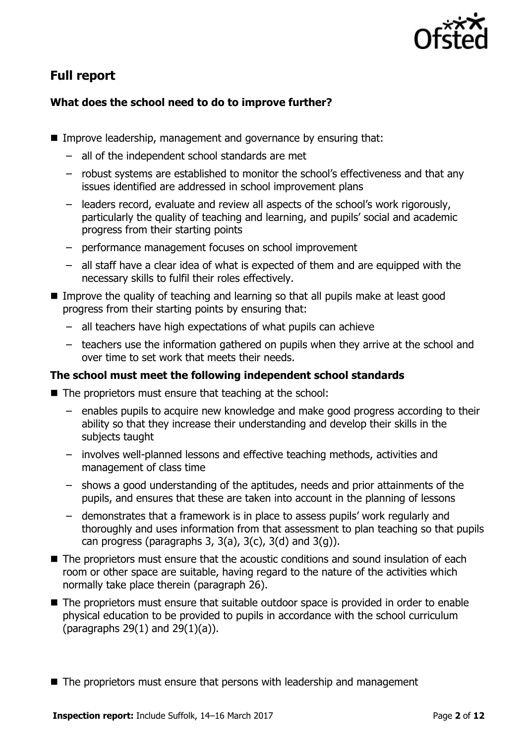## Full report

### What does the school need to do to improve further?

- Improve leadership, management and governance by ensuring that:
  - all of the independent school standards are met
  - robust systems are established to monitor the school's effectiveness and that any issues identified are addressed in school improvement plans
  - leaders record, evaluate and review all aspects of the school's work rigorously, particularly the quality of teaching and learning, and pupils' social and academic progress from their starting points
  - performance management focuses on school improvement
  - all staff have a clear idea of what is expected of them and are equipped with the necessary skills to fulfil their roles effectively.
- Improve the quality of teaching and learning so that all pupils make at least good progress from their starting points by ensuring that:
  - all teachers have high expectations of what pupils can achieve
  - teachers use the information gathered on pupils when they arrive at the school and over time to set work that meets their needs.

### The school must meet the following independent school standards

- The proprietors must ensure that teaching at the school:
  - enables pupils to acquire new knowledge and make good progress according to their ability so that they increase their understanding and develop their skills in the subjects taught
  - involves well-planned lessons and effective teaching methods, activities and management of class time
  - shows a good understanding of the aptitudes, needs and prior attainments of the pupils, and ensures that these are taken into account in the planning of lessons
  - demonstrates that a framework is in place to assess pupils' work regularly and thoroughly and uses information from that assessment to plan teaching so that pupils can progress (paragraphs 3, 3(a), 3(c), 3(d) and 3(g)).
- The proprietors must ensure that the acoustic conditions and sound insulation of each room or other space are suitable, having regard to the nature of the activities which normally take place therein (paragraph 26).
- The proprietors must ensure that suitable outdoor space is provided in order to enable physical education to be provided to pupils in accordance with the school curriculum (paragraphs 29(1) and 29(1)(a)).
- The proprietors must ensure that persons with leadership and management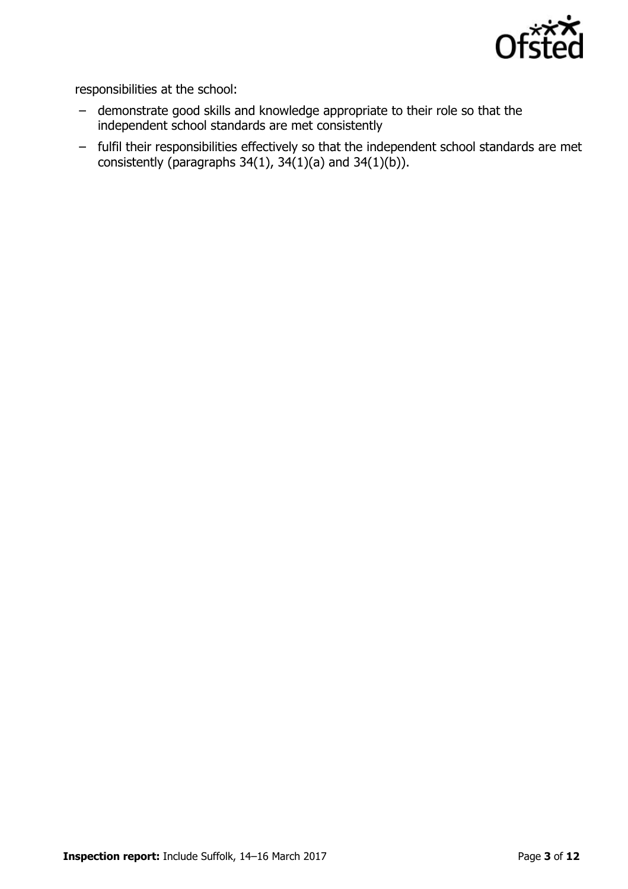responsibilities at the school:

- demonstrate good skills and knowledge appropriate to their role so that the independent school standards are met consistently
- fulfil their responsibilities effectively so that the independent school standards are met consistently (paragraphs 34(1), 34(1)(a) and 34(1)(b)).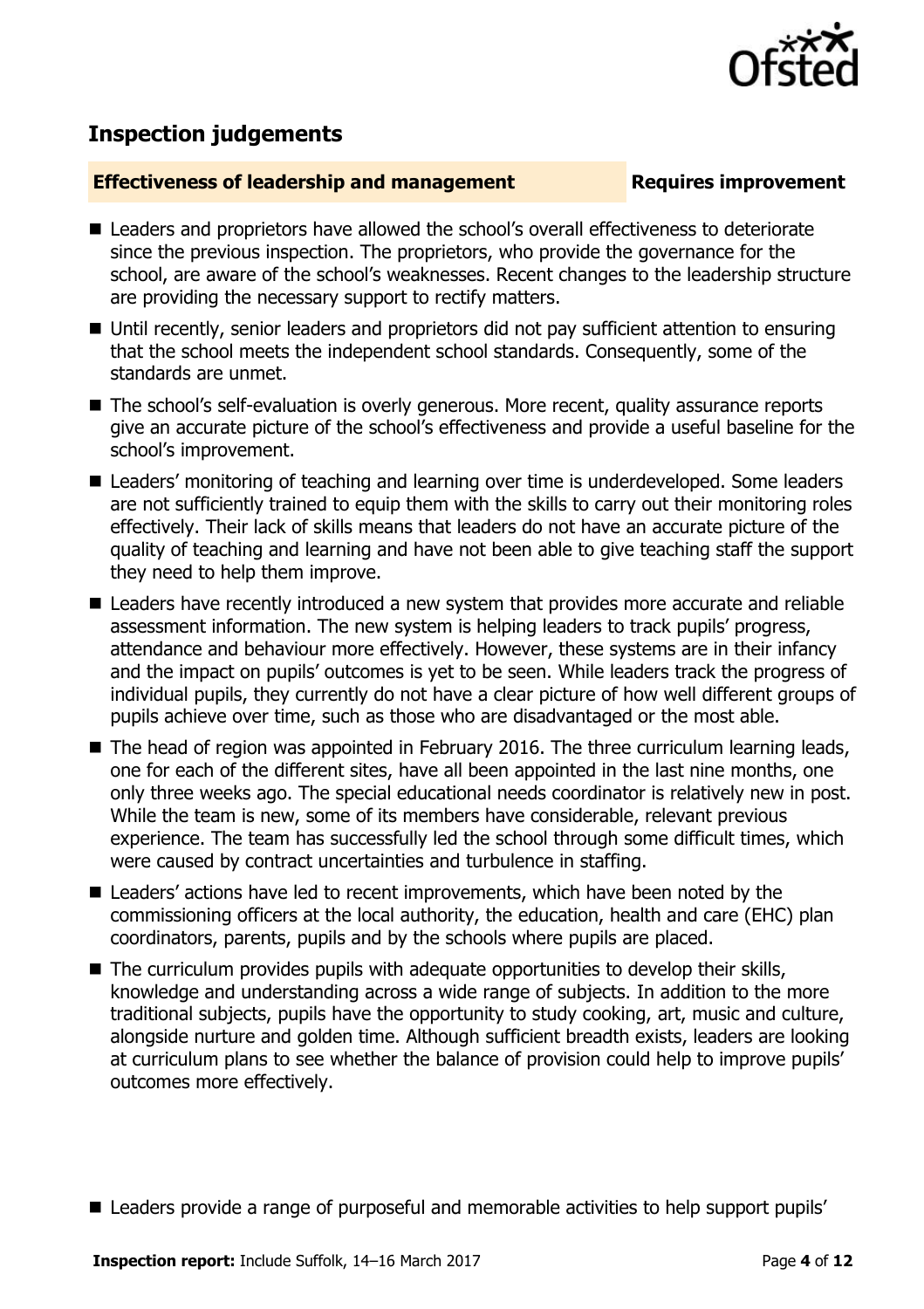## Inspection judgements

**Effectiveness of leadership and management** **Requires improvement**

- Leaders and proprietors have allowed the school's overall effectiveness to deteriorate since the previous inspection. The proprietors, who provide the governance for the school, are aware of the school's weaknesses. Recent changes to the leadership structure are providing the necessary support to rectify matters.
- Until recently, senior leaders and proprietors did not pay sufficient attention to ensuring that the school meets the independent school standards. Consequently, some of the standards are unmet.
- The school's self-evaluation is overly generous. More recent, quality assurance reports give an accurate picture of the school's effectiveness and provide a useful baseline for the school's improvement.
- Leaders' monitoring of teaching and learning over time is underdeveloped. Some leaders are not sufficiently trained to equip them with the skills to carry out their monitoring roles effectively. Their lack of skills means that leaders do not have an accurate picture of the quality of teaching and learning and have not been able to give teaching staff the support they need to help them improve.
- Leaders have recently introduced a new system that provides more accurate and reliable assessment information. The new system is helping leaders to track pupils' progress, attendance and behaviour more effectively. However, these systems are in their infancy and the impact on pupils' outcomes is yet to be seen. While leaders track the progress of individual pupils, they currently do not have a clear picture of how well different groups of pupils achieve over time, such as those who are disadvantaged or the most able.
- The head of region was appointed in February 2016. The three curriculum learning leads, one for each of the different sites, have all been appointed in the last nine months, one only three weeks ago. The special educational needs coordinator is relatively new in post. While the team is new, some of its members have considerable, relevant previous experience. The team has successfully led the school through some difficult times, which were caused by contract uncertainties and turbulence in staffing.
- Leaders' actions have led to recent improvements, which have been noted by the commissioning officers at the local authority, the education, health and care (EHC) plan coordinators, parents, pupils and by the schools where pupils are placed.
- The curriculum provides pupils with adequate opportunities to develop their skills, knowledge and understanding across a wide range of subjects. In addition to the more traditional subjects, pupils have the opportunity to study cooking, art, music and culture, alongside nurture and golden time. Although sufficient breadth exists, leaders are looking at curriculum plans to see whether the balance of provision could help to improve pupils' outcomes more effectively.
- Leaders provide a range of purposeful and memorable activities to help support pupils'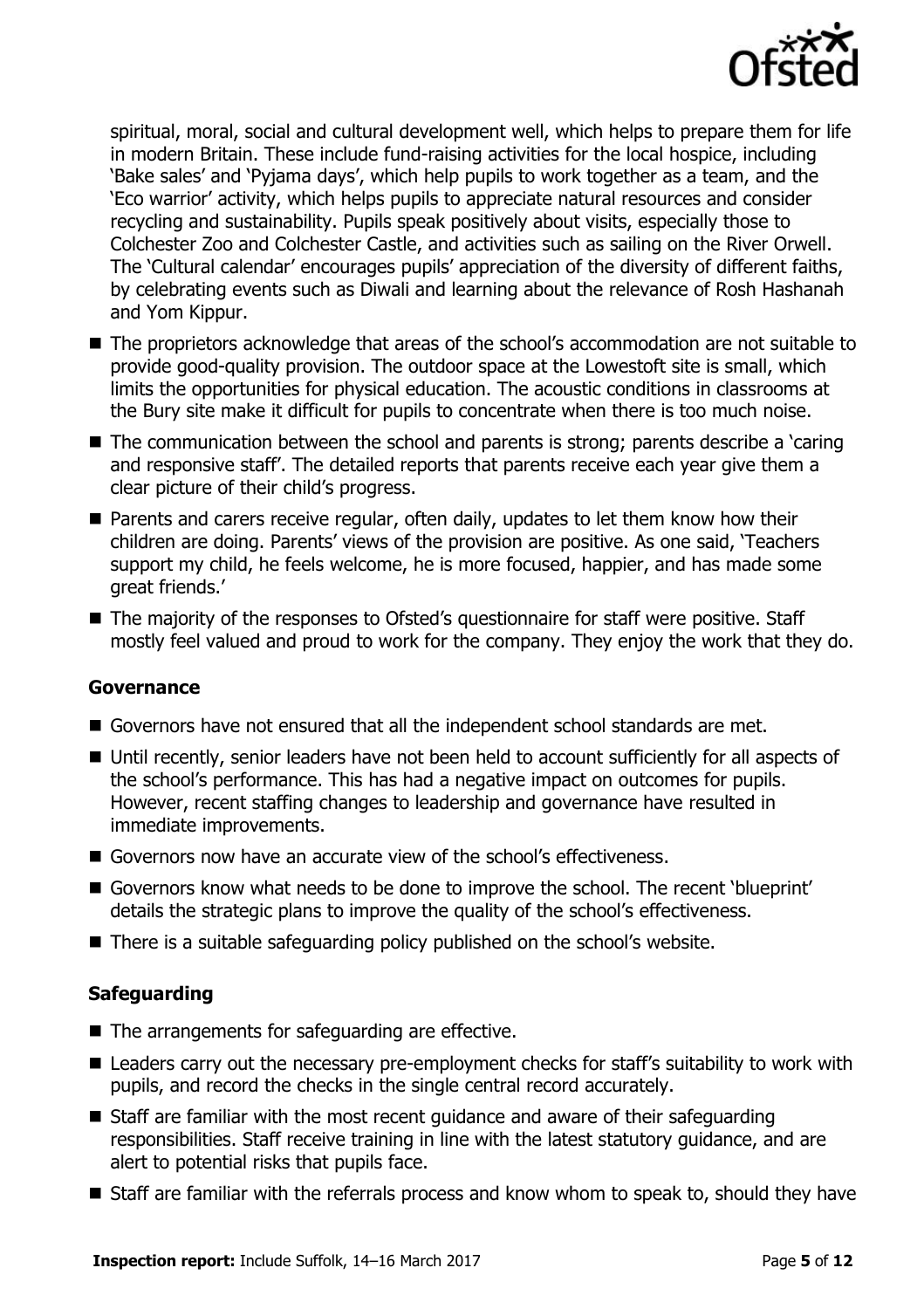spiritual, moral, social and cultural development well, which helps to prepare them for life in modern Britain. These include fund-raising activities for the local hospice, including 'Bake sales' and 'Pyjama days', which help pupils to work together as a team, and the 'Eco warrior' activity, which helps pupils to appreciate natural resources and consider recycling and sustainability. Pupils speak positively about visits, especially those to Colchester Zoo and Colchester Castle, and activities such as sailing on the River Orwell. The 'Cultural calendar' encourages pupils' appreciation of the diversity of different faiths, by celebrating events such as Diwali and learning about the relevance of Rosh Hashanah and Yom Kippur.

- The proprietors acknowledge that areas of the school's accommodation are not suitable to provide good-quality provision. The outdoor space at the Lowestoft site is small, which limits the opportunities for physical education. The acoustic conditions in classrooms at the Bury site make it difficult for pupils to concentrate when there is too much noise.
- The communication between the school and parents is strong; parents describe a 'caring and responsive staff'. The detailed reports that parents receive each year give them a clear picture of their child's progress.
- Parents and carers receive regular, often daily, updates to let them know how their children are doing. Parents' views of the provision are positive. As one said, 'Teachers support my child, he feels welcome, he is more focused, happier, and has made some great friends.'
- The majority of the responses to Ofsted's questionnaire for staff were positive. Staff mostly feel valued and proud to work for the company. They enjoy the work that they do.

### Governance

- Governors have not ensured that all the independent school standards are met.
- Until recently, senior leaders have not been held to account sufficiently for all aspects of the school's performance. This has had a negative impact on outcomes for pupils. However, recent staffing changes to leadership and governance have resulted in immediate improvements.
- Governors now have an accurate view of the school's effectiveness.
- Governors know what needs to be done to improve the school. The recent 'blueprint' details the strategic plans to improve the quality of the school's effectiveness.
- There is a suitable safeguarding policy published on the school's website.

### Safeguarding

- The arrangements for safeguarding are effective.
- Leaders carry out the necessary pre-employment checks for staff's suitability to work with pupils, and record the checks in the single central record accurately.
- Staff are familiar with the most recent guidance and aware of their safeguarding responsibilities. Staff receive training in line with the latest statutory guidance, and are alert to potential risks that pupils face.
- Staff are familiar with the referrals process and know whom to speak to, should they have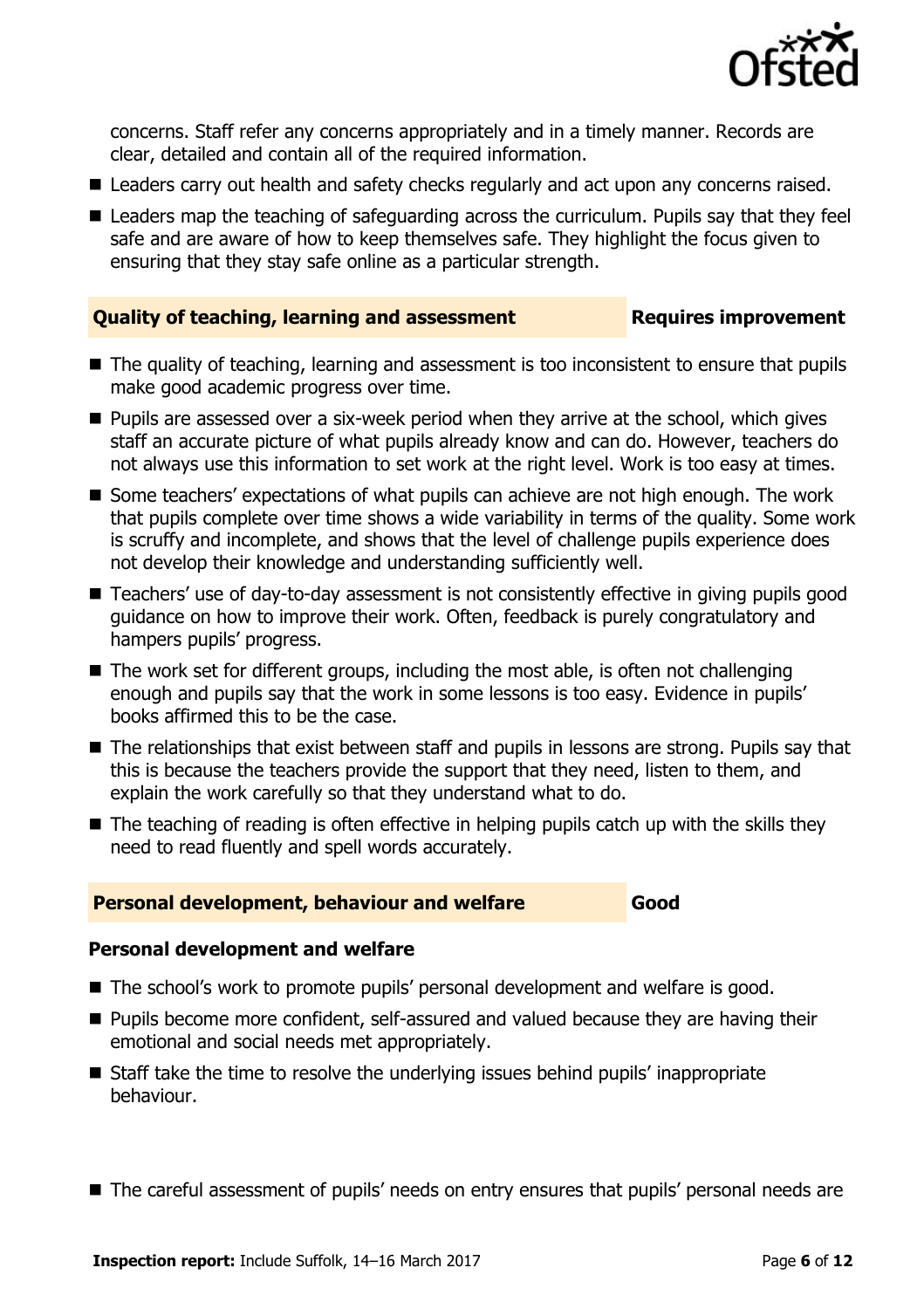concerns. Staff refer any concerns appropriately and in a timely manner. Records are clear, detailed and contain all of the required information.

- Leaders carry out health and safety checks regularly and act upon any concerns raised.
- Leaders map the teaching of safeguarding across the curriculum. Pupils say that they feel safe and are aware of how to keep themselves safe. They highlight the focus given to ensuring that they stay safe online as a particular strength.

## Quality of teaching, learning and assessment — Requires improvement

- The quality of teaching, learning and assessment is too inconsistent to ensure that pupils make good academic progress over time.
- Pupils are assessed over a six-week period when they arrive at the school, which gives staff an accurate picture of what pupils already know and can do. However, teachers do not always use this information to set work at the right level. Work is too easy at times.
- Some teachers' expectations of what pupils can achieve are not high enough. The work that pupils complete over time shows a wide variability in terms of the quality. Some work is scruffy and incomplete, and shows that the level of challenge pupils experience does not develop their knowledge and understanding sufficiently well.
- Teachers' use of day-to-day assessment is not consistently effective in giving pupils good guidance on how to improve their work. Often, feedback is purely congratulatory and hampers pupils' progress.
- The work set for different groups, including the most able, is often not challenging enough and pupils say that the work in some lessons is too easy. Evidence in pupils' books affirmed this to be the case.
- The relationships that exist between staff and pupils in lessons are strong. Pupils say that this is because the teachers provide the support that they need, listen to them, and explain the work carefully so that they understand what to do.
- The teaching of reading is often effective in helping pupils catch up with the skills they need to read fluently and spell words accurately.

## Personal development, behaviour and welfare — Good

### Personal development and welfare

- The school's work to promote pupils' personal development and welfare is good.
- Pupils become more confident, self-assured and valued because they are having their emotional and social needs met appropriately.
- Staff take the time to resolve the underlying issues behind pupils' inappropriate behaviour.
- The careful assessment of pupils' needs on entry ensures that pupils' personal needs are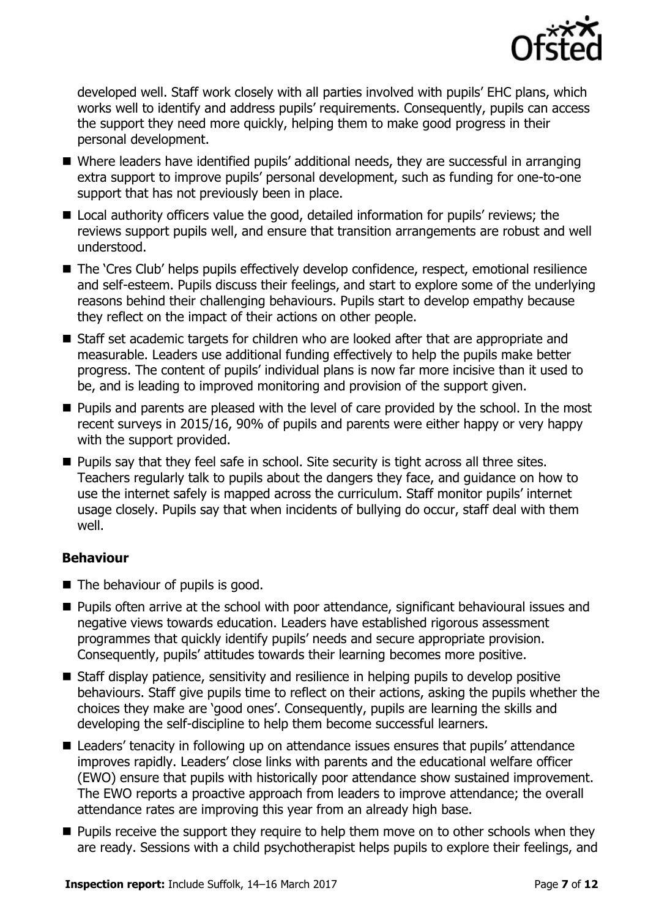developed well. Staff work closely with all parties involved with pupils' EHC plans, which works well to identify and address pupils' requirements. Consequently, pupils can access the support they need more quickly, helping them to make good progress in their personal development.

- Where leaders have identified pupils' additional needs, they are successful in arranging extra support to improve pupils' personal development, such as funding for one-to-one support that has not previously been in place.
- Local authority officers value the good, detailed information for pupils' reviews; the reviews support pupils well, and ensure that transition arrangements are robust and well understood.
- The 'Cres Club' helps pupils effectively develop confidence, respect, emotional resilience and self-esteem. Pupils discuss their feelings, and start to explore some of the underlying reasons behind their challenging behaviours. Pupils start to develop empathy because they reflect on the impact of their actions on other people.
- Staff set academic targets for children who are looked after that are appropriate and measurable. Leaders use additional funding effectively to help the pupils make better progress. The content of pupils' individual plans is now far more incisive than it used to be, and is leading to improved monitoring and provision of the support given.
- Pupils and parents are pleased with the level of care provided by the school. In the most recent surveys in 2015/16, 90% of pupils and parents were either happy or very happy with the support provided.
- Pupils say that they feel safe in school. Site security is tight across all three sites. Teachers regularly talk to pupils about the dangers they face, and guidance on how to use the internet safely is mapped across the curriculum. Staff monitor pupils' internet usage closely. Pupils say that when incidents of bullying do occur, staff deal with them well.

### Behaviour

- The behaviour of pupils is good.
- Pupils often arrive at the school with poor attendance, significant behavioural issues and negative views towards education. Leaders have established rigorous assessment programmes that quickly identify pupils' needs and secure appropriate provision. Consequently, pupils' attitudes towards their learning becomes more positive.
- Staff display patience, sensitivity and resilience in helping pupils to develop positive behaviours. Staff give pupils time to reflect on their actions, asking the pupils whether the choices they make are 'good ones'. Consequently, pupils are learning the skills and developing the self-discipline to help them become successful learners.
- Leaders' tenacity in following up on attendance issues ensures that pupils' attendance improves rapidly. Leaders' close links with parents and the educational welfare officer (EWO) ensure that pupils with historically poor attendance show sustained improvement. The EWO reports a proactive approach from leaders to improve attendance; the overall attendance rates are improving this year from an already high base.
- Pupils receive the support they require to help them move on to other schools when they are ready. Sessions with a child psychotherapist helps pupils to explore their feelings, and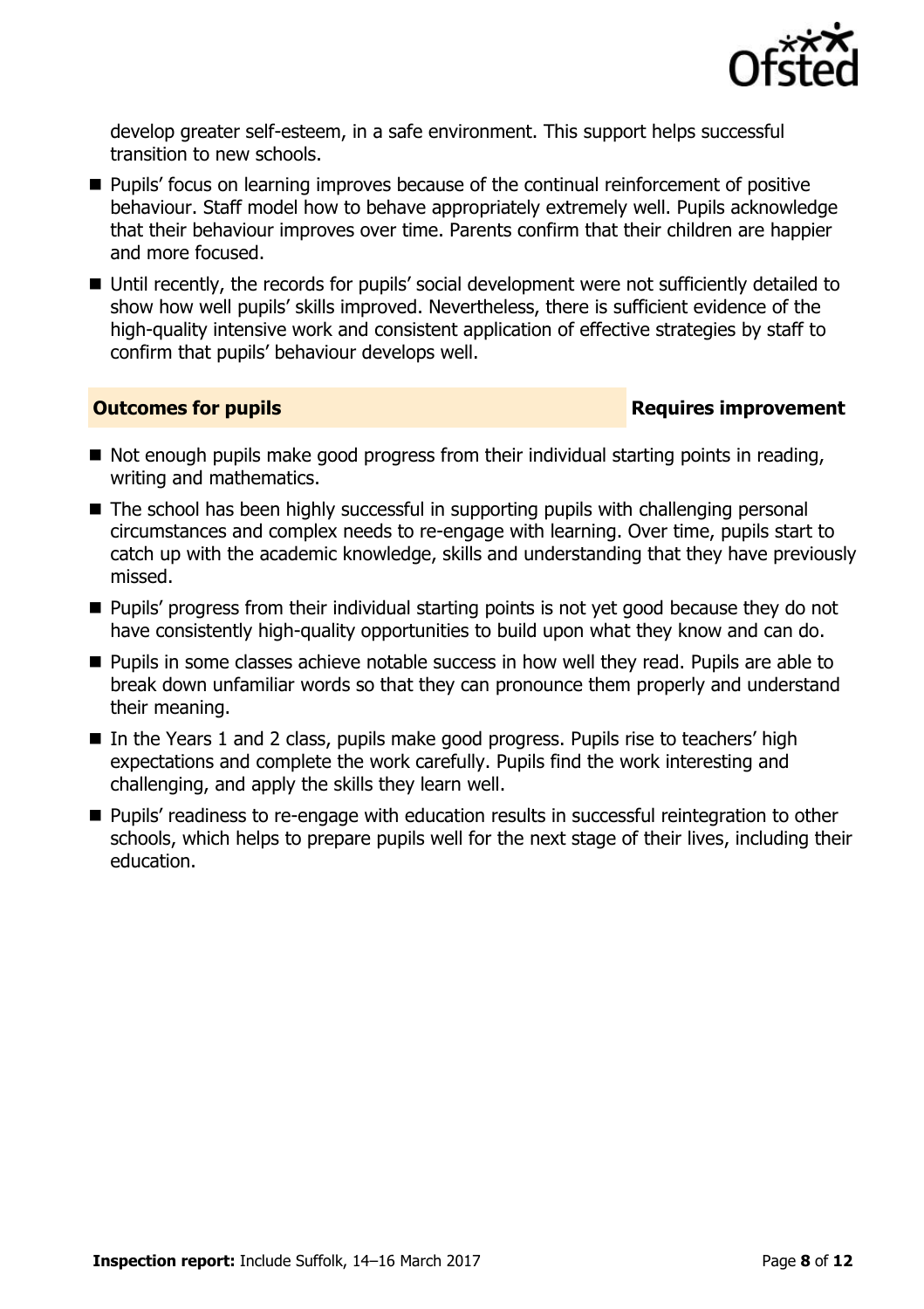develop greater self-esteem, in a safe environment. This support helps successful transition to new schools.

- Pupils' focus on learning improves because of the continual reinforcement of positive behaviour. Staff model how to behave appropriately extremely well. Pupils acknowledge that their behaviour improves over time. Parents confirm that their children are happier and more focused.
- Until recently, the records for pupils' social development were not sufficiently detailed to show how well pupils' skills improved. Nevertheless, there is sufficient evidence of the high-quality intensive work and consistent application of effective strategies by staff to confirm that pupils' behaviour develops well.

## Outcomes for pupils — Requires improvement

- Not enough pupils make good progress from their individual starting points in reading, writing and mathematics.
- The school has been highly successful in supporting pupils with challenging personal circumstances and complex needs to re-engage with learning. Over time, pupils start to catch up with the academic knowledge, skills and understanding that they have previously missed.
- Pupils' progress from their individual starting points is not yet good because they do not have consistently high-quality opportunities to build upon what they know and can do.
- Pupils in some classes achieve notable success in how well they read. Pupils are able to break down unfamiliar words so that they can pronounce them properly and understand their meaning.
- In the Years 1 and 2 class, pupils make good progress. Pupils rise to teachers' high expectations and complete the work carefully. Pupils find the work interesting and challenging, and apply the skills they learn well.
- Pupils' readiness to re-engage with education results in successful reintegration to other schools, which helps to prepare pupils well for the next stage of their lives, including their education.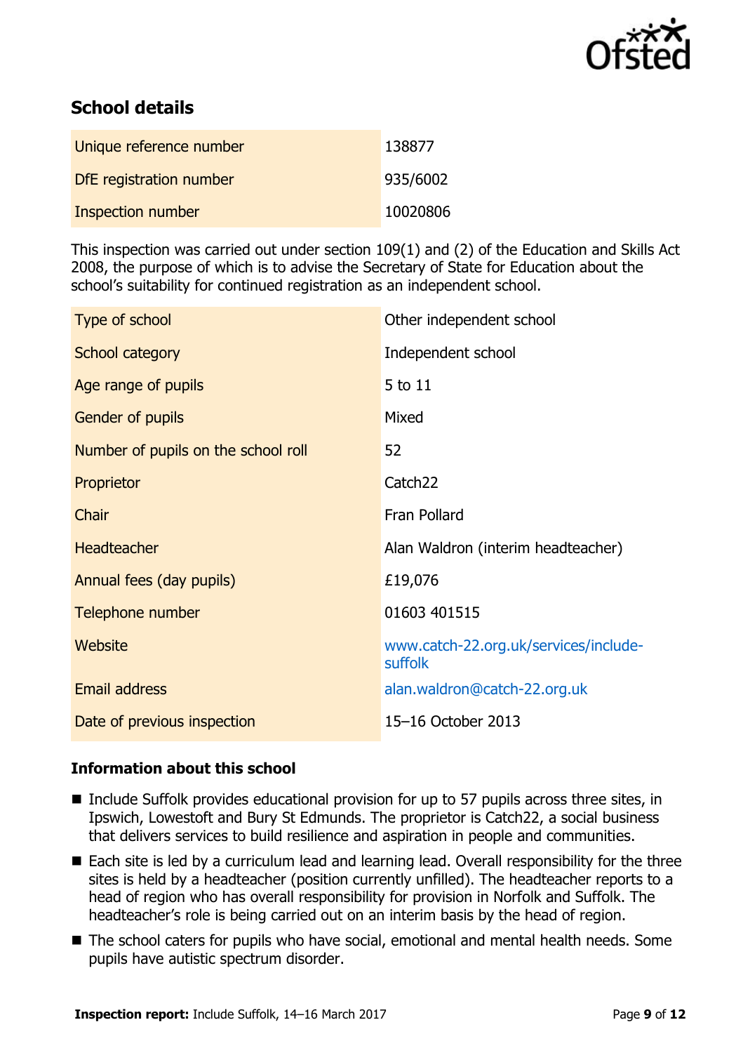## School details

| | |
|---|---|
| Unique reference number | 138877 |
| DfE registration number | 935/6002 |
| Inspection number | 10020806 |

This inspection was carried out under section 109(1) and (2) of the Education and Skills Act 2008, the purpose of which is to advise the Secretary of State for Education about the school's suitability for continued registration as an independent school.

| | |
|---|---|
| Type of school | Other independent school |
| School category | Independent school |
| Age range of pupils | 5 to 11 |
| Gender of pupils | Mixed |
| Number of pupils on the school roll | 52 |
| Proprietor | Catch22 |
| Chair | Fran Pollard |
| Headteacher | Alan Waldron (interim headteacher) |
| Annual fees (day pupils) | £19,076 |
| Telephone number | 01603 401515 |
| Website | www.catch-22.org.uk/services/include-suffolk |
| Email address | alan.waldron@catch-22.org.uk |
| Date of previous inspection | 15–16 October 2013 |

### Information about this school

- Include Suffolk provides educational provision for up to 57 pupils across three sites, in Ipswich, Lowestoft and Bury St Edmunds. The proprietor is Catch22, a social business that delivers services to build resilience and aspiration in people and communities.
- Each site is led by a curriculum lead and learning lead. Overall responsibility for the three sites is held by a headteacher (position currently unfilled). The headteacher reports to a head of region who has overall responsibility for provision in Norfolk and Suffolk. The headteacher's role is being carried out on an interim basis by the head of region.
- The school caters for pupils who have social, emotional and mental health needs. Some pupils have autistic spectrum disorder.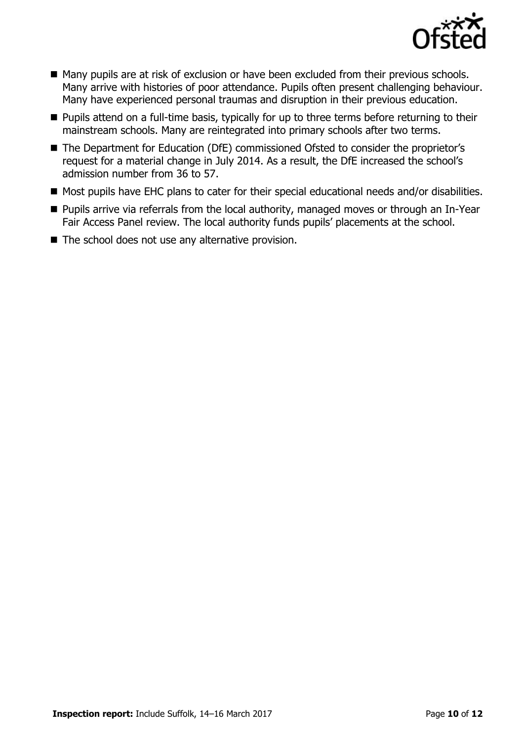- Many pupils are at risk of exclusion or have been excluded from their previous schools. Many arrive with histories of poor attendance. Pupils often present challenging behaviour. Many have experienced personal traumas and disruption in their previous education.
- Pupils attend on a full-time basis, typically for up to three terms before returning to their mainstream schools. Many are reintegrated into primary schools after two terms.
- The Department for Education (DfE) commissioned Ofsted to consider the proprietor's request for a material change in July 2014. As a result, the DfE increased the school's admission number from 36 to 57.
- Most pupils have EHC plans to cater for their special educational needs and/or disabilities.
- Pupils arrive via referrals from the local authority, managed moves or through an In-Year Fair Access Panel review. The local authority funds pupils' placements at the school.
- The school does not use any alternative provision.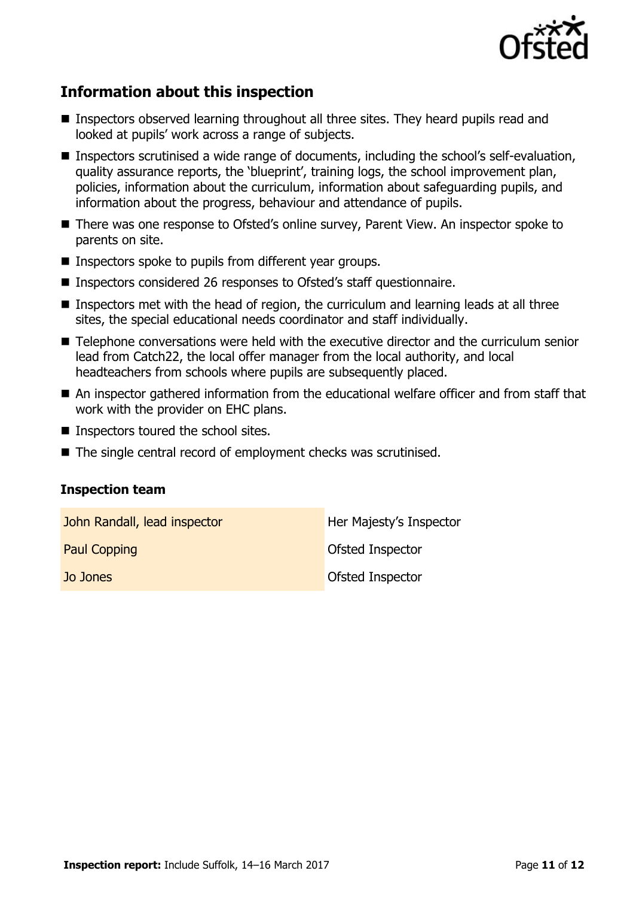## Information about this inspection

- Inspectors observed learning throughout all three sites. They heard pupils read and looked at pupils' work across a range of subjects.
- Inspectors scrutinised a wide range of documents, including the school's self-evaluation, quality assurance reports, the 'blueprint', training logs, the school improvement plan, policies, information about the curriculum, information about safeguarding pupils, and information about the progress, behaviour and attendance of pupils.
- There was one response to Ofsted's online survey, Parent View. An inspector spoke to parents on site.
- Inspectors spoke to pupils from different year groups.
- Inspectors considered 26 responses to Ofsted's staff questionnaire.
- Inspectors met with the head of region, the curriculum and learning leads at all three sites, the special educational needs coordinator and staff individually.
- Telephone conversations were held with the executive director and the curriculum senior lead from Catch22, the local offer manager from the local authority, and local headteachers from schools where pupils are subsequently placed.
- An inspector gathered information from the educational welfare officer and from staff that work with the provider on EHC plans.
- Inspectors toured the school sites.
- The single central record of employment checks was scrutinised.

### Inspection team

| | |
|---|---|
| John Randall, lead inspector | Her Majesty's Inspector |
| Paul Copping | Ofsted Inspector |
| Jo Jones | Ofsted Inspector |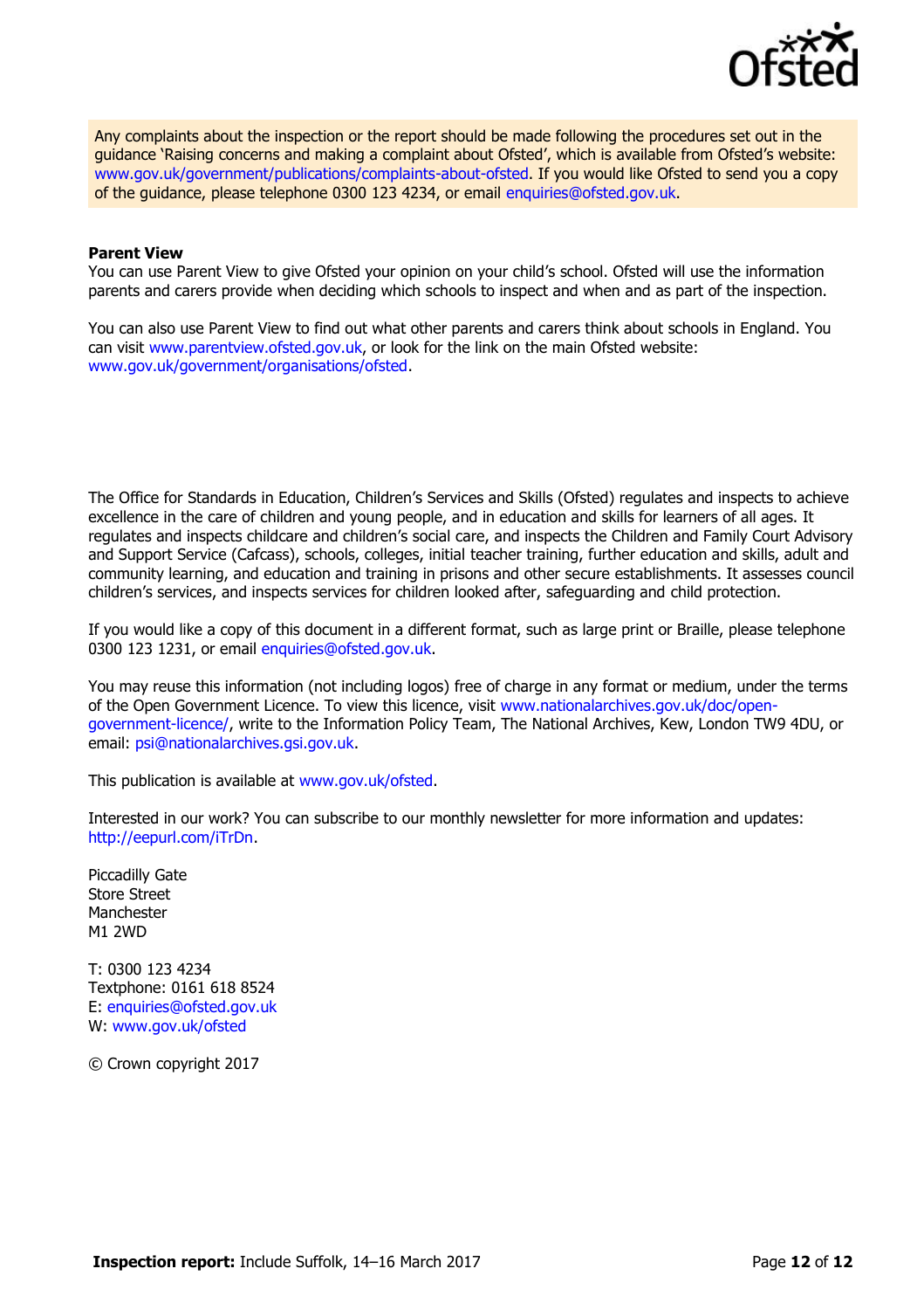Any complaints about the inspection or the report should be made following the procedures set out in the guidance 'Raising concerns and making a complaint about Ofsted', which is available from Ofsted's website: www.gov.uk/government/publications/complaints-about-ofsted. If you would like Ofsted to send you a copy of the guidance, please telephone 0300 123 4234, or email enquiries@ofsted.gov.uk.

**Parent View**

You can use Parent View to give Ofsted your opinion on your child's school. Ofsted will use the information parents and carers provide when deciding which schools to inspect and when and as part of the inspection.

You can also use Parent View to find out what other parents and carers think about schools in England. You can visit www.parentview.ofsted.gov.uk, or look for the link on the main Ofsted website: www.gov.uk/government/organisations/ofsted.

The Office for Standards in Education, Children's Services and Skills (Ofsted) regulates and inspects to achieve excellence in the care of children and young people, and in education and skills for learners of all ages. It regulates and inspects childcare and children's social care, and inspects the Children and Family Court Advisory and Support Service (Cafcass), schools, colleges, initial teacher training, further education and skills, adult and community learning, and education and training in prisons and other secure establishments. It assesses council children's services, and inspects services for children looked after, safeguarding and child protection.

If you would like a copy of this document in a different format, such as large print or Braille, please telephone 0300 123 1231, or email enquiries@ofsted.gov.uk.

You may reuse this information (not including logos) free of charge in any format or medium, under the terms of the Open Government Licence. To view this licence, visit www.nationalarchives.gov.uk/doc/open-government-licence/, write to the Information Policy Team, The National Archives, Kew, London TW9 4DU, or email: psi@nationalarchives.gsi.gov.uk.

This publication is available at www.gov.uk/ofsted.

Interested in our work? You can subscribe to our monthly newsletter for more information and updates: http://eepurl.com/iTrDn.

Piccadilly Gate
Store Street
Manchester
M1 2WD

T: 0300 123 4234
Textphone: 0161 618 8524
E: enquiries@ofsted.gov.uk
W: www.gov.uk/ofsted

© Crown copyright 2017